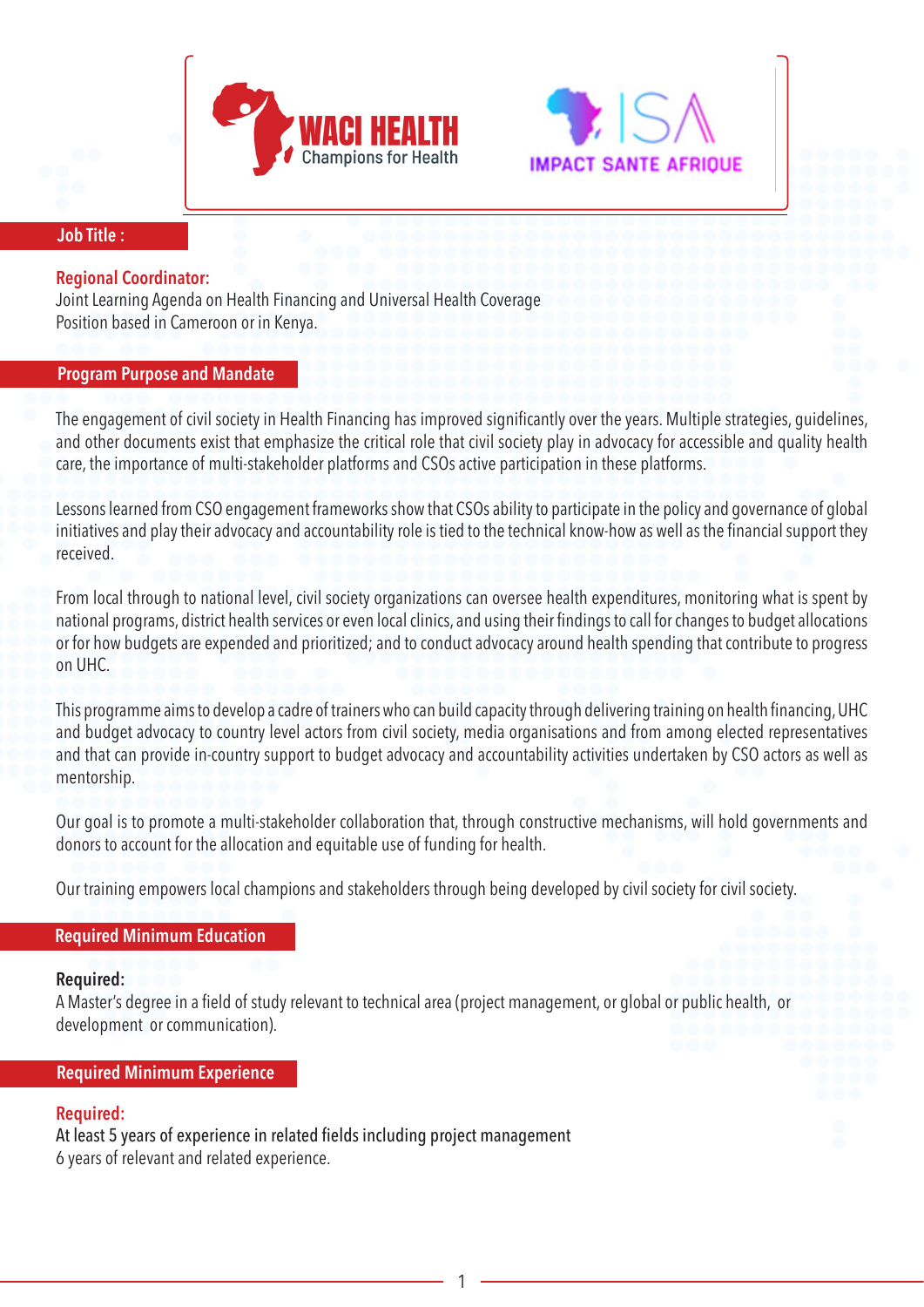WACI HEALTH
Champions for Health

ISA
IMPACT SANTE AFRIQUE

## Job Title :

**Regional Coordinator:**
Joint Learning Agenda on Health Financing and Universal Health Coverage
Position based in Cameroon or in Kenya.

## Program Purpose and Mandate

The engagement of civil society in Health Financing has improved significantly over the years. Multiple strategies, guidelines, and other documents exist that emphasize the critical role that civil society play in advocacy for accessible and quality health care, the importance of multi-stakeholder platforms and CSOs active participation in these platforms.

Lessons learned from CSO engagement frameworks show that CSOs ability to participate in the policy and governance of global initiatives and play their advocacy and accountability role is tied to the technical know-how as well as the financial support they received.

From local through to national level, civil society organizations can oversee health expenditures, monitoring what is spent by national programs, district health services or even local clinics, and using their findings to call for changes to budget allocations or for how budgets are expended and prioritized; and to conduct advocacy around health spending that contribute to progress on UHC.

This programme aims to develop a cadre of trainers who can build capacity through delivering training on health financing, UHC and budget advocacy to country level actors from civil society, media organisations and from among elected representatives and that can provide in-country support to budget advocacy and accountability activities undertaken by CSO actors as well as mentorship.

Our goal is to promote a multi-stakeholder collaboration that, through constructive mechanisms, will hold governments and donors to account for the allocation and equitable use of funding for health.

Our training empowers local champions and stakeholders through being developed by civil society for civil society.

## Required Minimum Education

**Required:**
A Master's degree in a field of study relevant to technical area (project management, or global or public health, or development or communication).

## Required Minimum Experience

**Required:**
At least 5 years of experience in related fields including project management
6 years of relevant and related experience.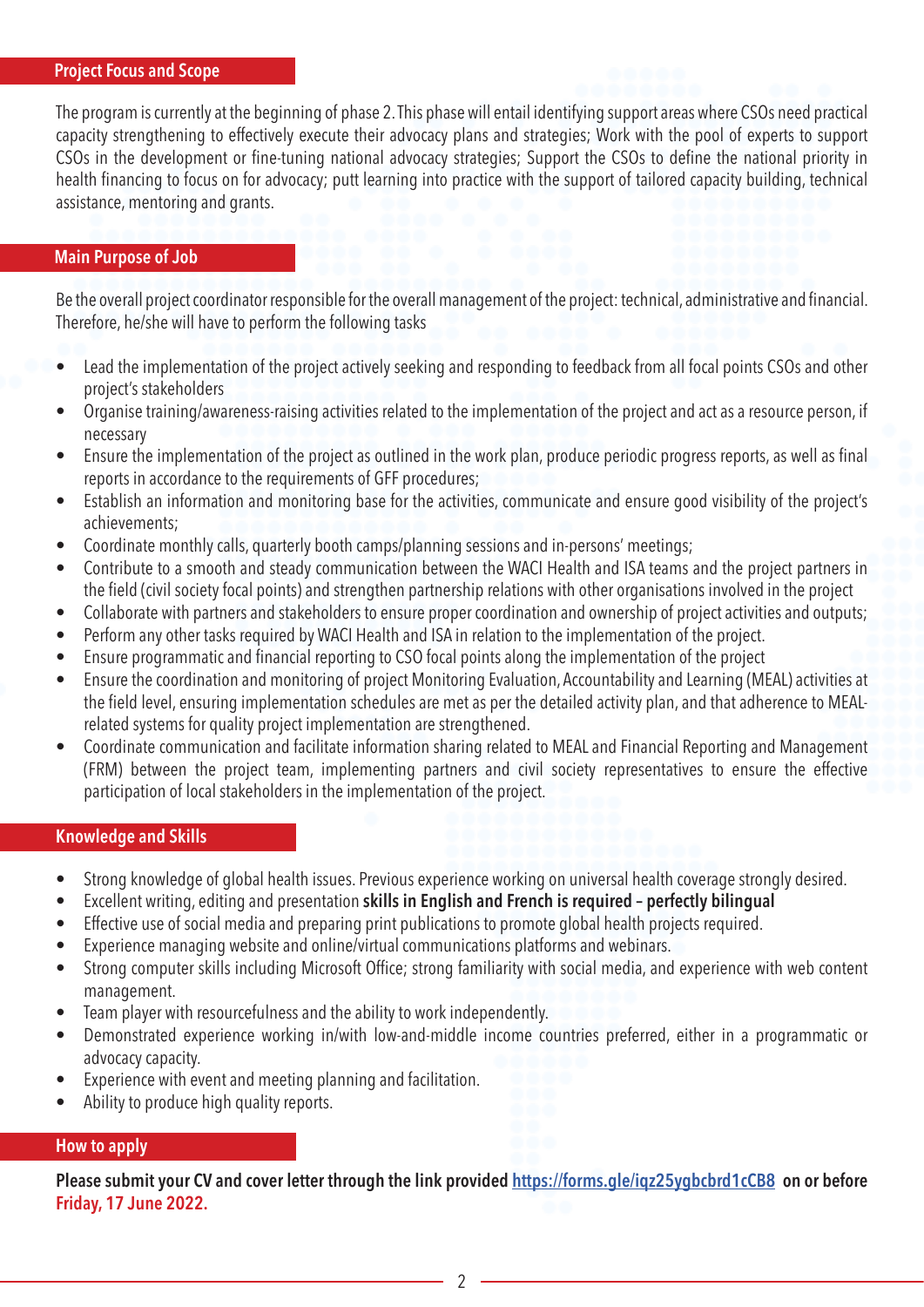## Project Focus and Scope

The program is currently at the beginning of phase 2. This phase will entail identifying support areas where CSOs need practical capacity strengthening to effectively execute their advocacy plans and strategies; Work with the pool of experts to support CSOs in the development or fine-tuning national advocacy strategies; Support the CSOs to define the national priority in health financing to focus on for advocacy; putt learning into practice with the support of tailored capacity building, technical assistance, mentoring and grants.

## Main Purpose of Job

Be the overall project coordinator responsible for the overall management of the project: technical, administrative and financial. Therefore, he/she will have to perform the following tasks

- Lead the implementation of the project actively seeking and responding to feedback from all focal points CSOs and other project's stakeholders
- Organise training/awareness-raising activities related to the implementation of the project and act as a resource person, if necessary
- Ensure the implementation of the project as outlined in the work plan, produce periodic progress reports, as well as final reports in accordance to the requirements of GFF procedures;
- Establish an information and monitoring base for the activities, communicate and ensure good visibility of the project's achievements;
- Coordinate monthly calls, quarterly booth camps/planning sessions and in-persons' meetings;
- Contribute to a smooth and steady communication between the WACI Health and ISA teams and the project partners in the field (civil society focal points) and strengthen partnership relations with other organisations involved in the project
- Collaborate with partners and stakeholders to ensure proper coordination and ownership of project activities and outputs;
- Perform any other tasks required by WACI Health and ISA in relation to the implementation of the project.
- Ensure programmatic and financial reporting to CSO focal points along the implementation of the project
- Ensure the coordination and monitoring of project Monitoring Evaluation, Accountability and Learning (MEAL) activities at the field level, ensuring implementation schedules are met as per the detailed activity plan, and that adherence to MEAL-related systems for quality project implementation are strengthened.
- Coordinate communication and facilitate information sharing related to MEAL and Financial Reporting and Management (FRM) between the project team, implementing partners and civil society representatives to ensure the effective participation of local stakeholders in the implementation of the project.

## Knowledge and Skills

- Strong knowledge of global health issues. Previous experience working on universal health coverage strongly desired.
- Excellent writing, editing and presentation **skills in English and French is required – perfectly bilingual**
- Effective use of social media and preparing print publications to promote global health projects required.
- Experience managing website and online/virtual communications platforms and webinars.
- Strong computer skills including Microsoft Office; strong familiarity with social media, and experience with web content management.
- Team player with resourcefulness and the ability to work independently.
- Demonstrated experience working in/with low-and-middle income countries preferred, either in a programmatic or advocacy capacity.
- Experience with event and meeting planning and facilitation.
- Ability to produce high quality reports.

## How to apply

**Please submit your CV and cover letter through the link provided [https://forms.gle/iqz25ygbcbrd1cCB8](https://forms.gle/iqz25ygbcbrd1cCB8) on or before Friday, 17 June 2022.**